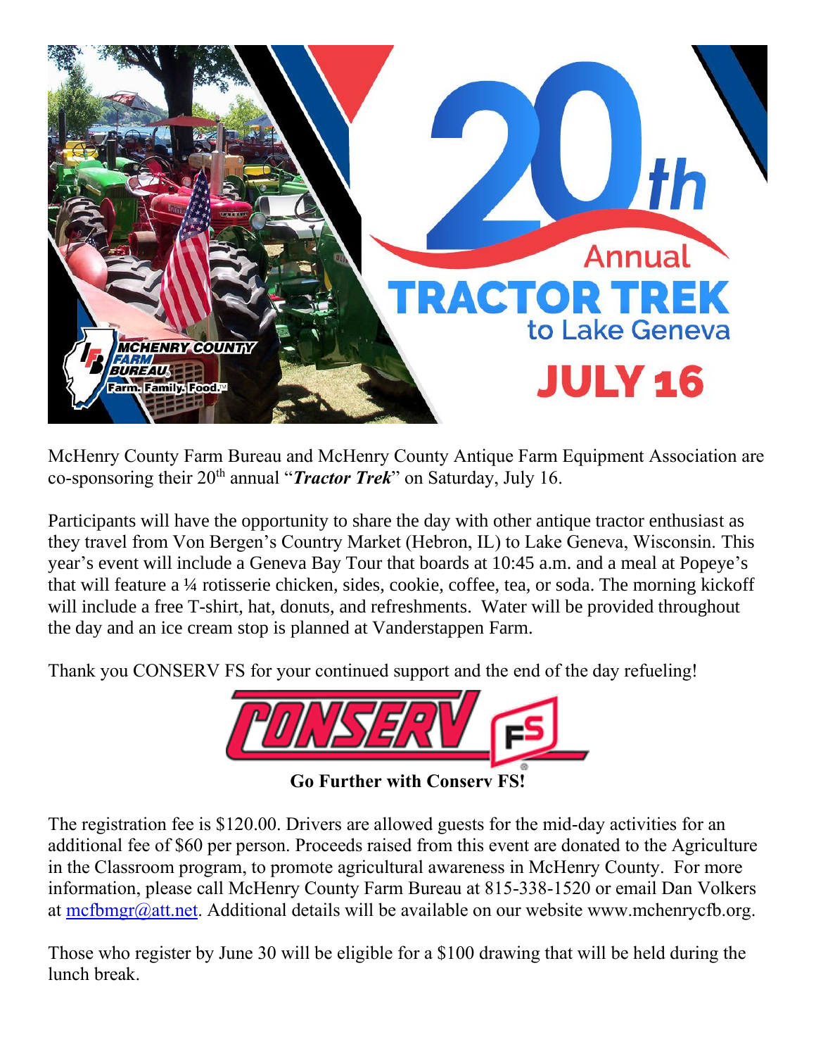# 20th Annual TRACTOR TREK to Lake Geneva

## JULY 16

MCHENRY COUNTY FARM BUREAU
Farm. Family. Food.™

McHenry County Farm Bureau and McHenry County Antique Farm Equipment Association are co-sponsoring their 20th annual "***Tractor Trek***" on Saturday, July 16.

Participants will have the opportunity to share the day with other antique tractor enthusiast as they travel from Von Bergen's Country Market (Hebron, IL) to Lake Geneva, Wisconsin. This year's event will include a Geneva Bay Tour that boards at 10:45 a.m. and a meal at Popeye's that will feature a ¼ rotisserie chicken, sides, cookie, coffee, tea, or soda. The morning kickoff will include a free T-shirt, hat, donuts, and refreshments. Water will be provided throughout the day and an ice cream stop is planned at Vanderstappen Farm.

Thank you CONSERV FS for your continued support and the end of the day refueling!

CONSERV FS

**Go Further with Conserv FS!**

The registration fee is $120.00. Drivers are allowed guests for the mid-day activities for an additional fee of $60 per person. Proceeds raised from this event are donated to the Agriculture in the Classroom program, to promote agricultural awareness in McHenry County. For more information, please call McHenry County Farm Bureau at 815-338-1520 or email Dan Volkers at mcfbmgr@att.net. Additional details will be available on our website www.mchenrycfb.org.

Those who register by June 30 will be eligible for a $100 drawing that will be held during the lunch break.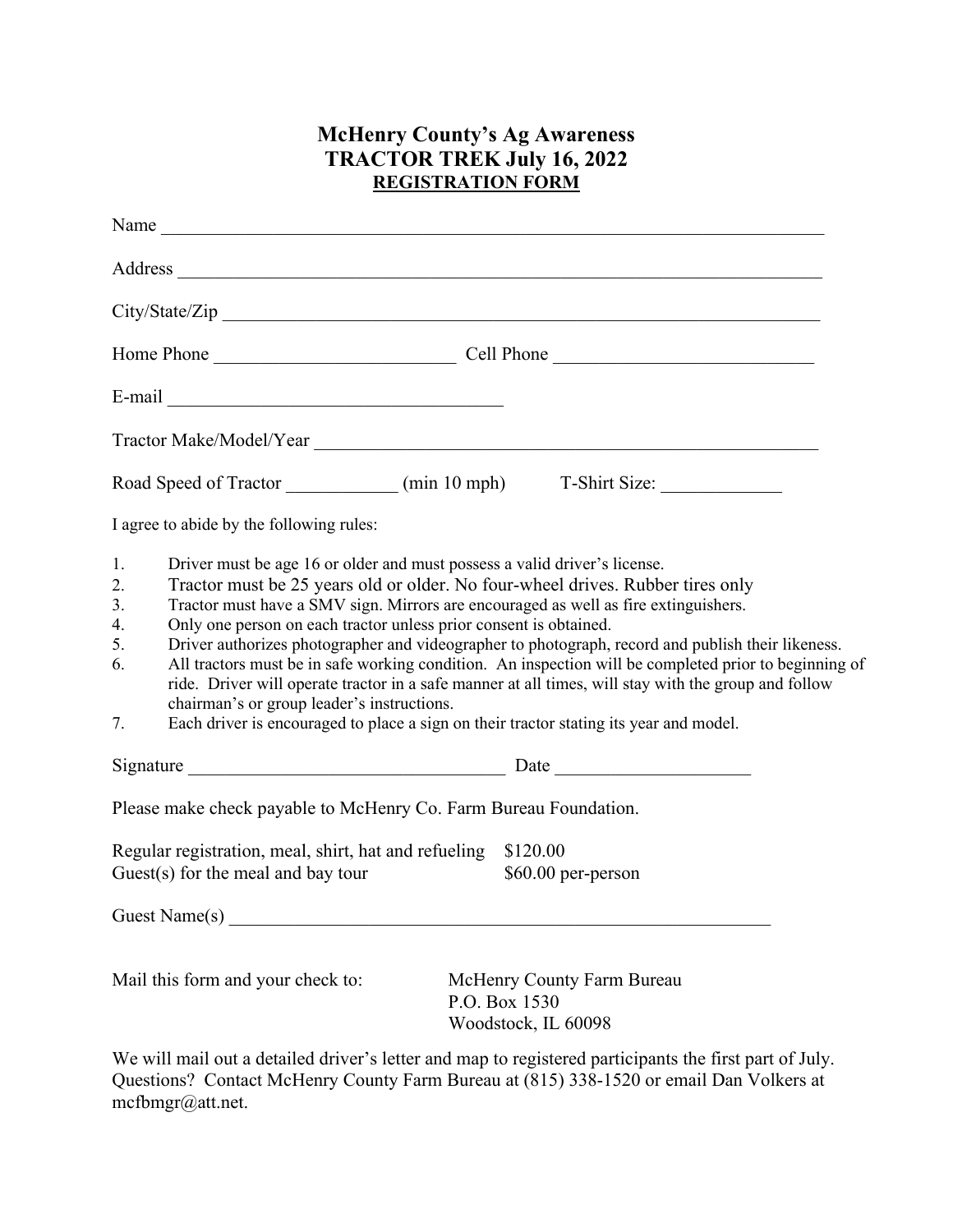# McHenry County's Ag Awareness
# TRACTOR TREK July 16, 2022
## REGISTRATION FORM

Name ______________________________________________________________________

Address ____________________________________________________________________

City/State/Zip _______________________________________________________________

Home Phone ________________________ Cell Phone __________________________

E-mail ___________________________________

Tractor Make/Model/Year _____________________________________________________

Road Speed of Tractor ___________ (min 10 mph) T-Shirt Size: ____________

I agree to abide by the following rules:

1. Driver must be age 16 or older and must possess a valid driver's license.
2. Tractor must be 25 years old or older. No four-wheel drives. Rubber tires only
3. Tractor must have a SMV sign. Mirrors are encouraged as well as fire extinguishers.
4. Only one person on each tractor unless prior consent is obtained.
5. Driver authorizes photographer and videographer to photograph, record and publish their likeness.
6. All tractors must be in safe working condition. An inspection will be completed prior to beginning of ride. Driver will operate tractor in a safe manner at all times, will stay with the group and follow chairman's or group leader's instructions.
7. Each driver is encouraged to place a sign on their tractor stating its year and model.

Signature _________________________________ Date ____________________

Please make check payable to McHenry Co. Farm Bureau Foundation.

Regular registration, meal, shirt, hat and refueling $120.00
Guest(s) for the meal and bay tour $60.00 per-person

Guest Name(s) ______________________________________________________

Mail this form and your check to:

McHenry County Farm Bureau
P.O. Box 1530
Woodstock, IL 60098

We will mail out a detailed driver's letter and map to registered participants the first part of July. Questions? Contact McHenry County Farm Bureau at (815) 338-1520 or email Dan Volkers at mcfbmgr@att.net.